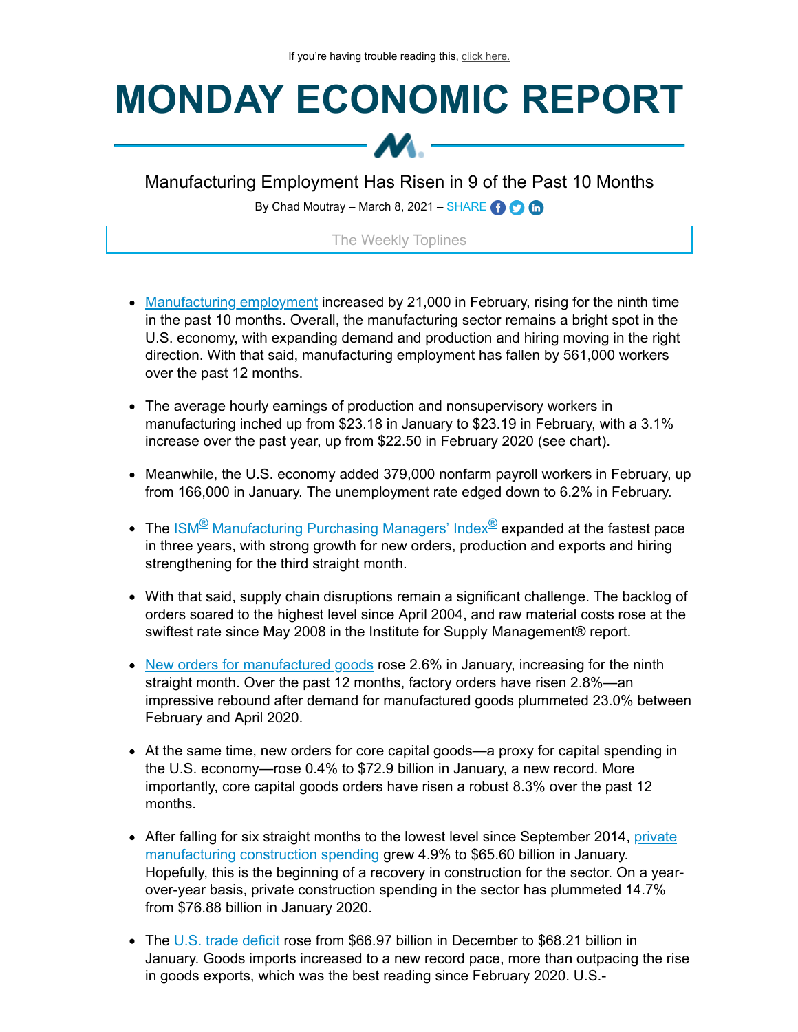If you're having trouble reading this, click here.

# MONDAY ECONOMIC REPORT

## Manufacturing Employment Has Risen in 9 of the Past 10 Months

By Chad Moutray – March 8, 2021 – SHARE

### The Weekly Toplines

- Manufacturing employment increased by 21,000 in February, rising for the ninth time in the past 10 months. Overall, the manufacturing sector remains a bright spot in the U.S. economy, with expanding demand and production and hiring moving in the right direction. With that said, manufacturing employment has fallen by 561,000 workers over the past 12 months.

- The average hourly earnings of production and nonsupervisory workers in manufacturing inched up from $23.18 in January to $23.19 in February, with a 3.1% increase over the past year, up from $22.50 in February 2020 (see chart).

- Meanwhile, the U.S. economy added 379,000 nonfarm payroll workers in February, up from 166,000 in January. The unemployment rate edged down to 6.2% in February.

- The ISM® Manufacturing Purchasing Managers' Index® expanded at the fastest pace in three years, with strong growth for new orders, production and exports and hiring strengthening for the third straight month.

- With that said, supply chain disruptions remain a significant challenge. The backlog of orders soared to the highest level since April 2004, and raw material costs rose at the swiftest rate since May 2008 in the Institute for Supply Management® report.

- New orders for manufactured goods rose 2.6% in January, increasing for the ninth straight month. Over the past 12 months, factory orders have risen 2.8%—an impressive rebound after demand for manufactured goods plummeted 23.0% between February and April 2020.

- At the same time, new orders for core capital goods—a proxy for capital spending in the U.S. economy—rose 0.4% to $72.9 billion in January, a new record. More importantly, core capital goods orders have risen a robust 8.3% over the past 12 months.

- After falling for six straight months to the lowest level since September 2014, private manufacturing construction spending grew 4.9% to $65.60 billion in January. Hopefully, this is the beginning of a recovery in construction for the sector. On a year-over-year basis, private construction spending in the sector has plummeted 14.7% from $76.88 billion in January 2020.

- The U.S. trade deficit rose from $66.97 billion in December to $68.21 billion in January. Goods imports increased to a new record pace, more than outpacing the rise in goods exports, which was the best reading since February 2020. U.S.-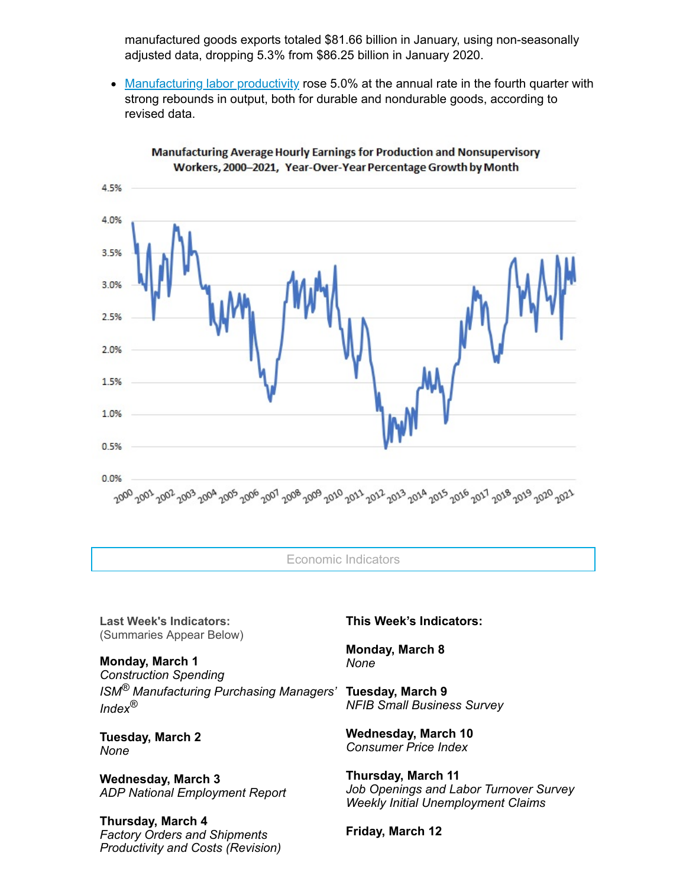manufactured goods exports totaled $81.66 billion in January, using non-seasonally adjusted data, dropping 5.3% from $86.25 billion in January 2020.

- Manufacturing labor productivity rose 5.0% at the annual rate in the fourth quarter with strong rebounds in output, both for durable and nondurable goods, according to revised data.

Manufacturing Average Hourly Earnings for Production and Nonsupervisory Workers, 2000–2021, Year-Over-Year Percentage Growth by Month

Economic Indicators

**Last Week's Indicators:**
(Summaries Appear Below)

**Monday, March 1**
*Construction Spending*
*ISM® Manufacturing Purchasing Managers' Index®*

**Tuesday, March 2**
*None*

**Wednesday, March 3**
*ADP National Employment Report*

**Thursday, March 4**
*Factory Orders and Shipments*
*Productivity and Costs (Revision)*

**This Week's Indicators:**

**Monday, March 8**
*None*

**Tuesday, March 9**
*NFIB Small Business Survey*

**Wednesday, March 10**
*Consumer Price Index*

**Thursday, March 11**
*Job Openings and Labor Turnover Survey*
*Weekly Initial Unemployment Claims*

**Friday, March 12**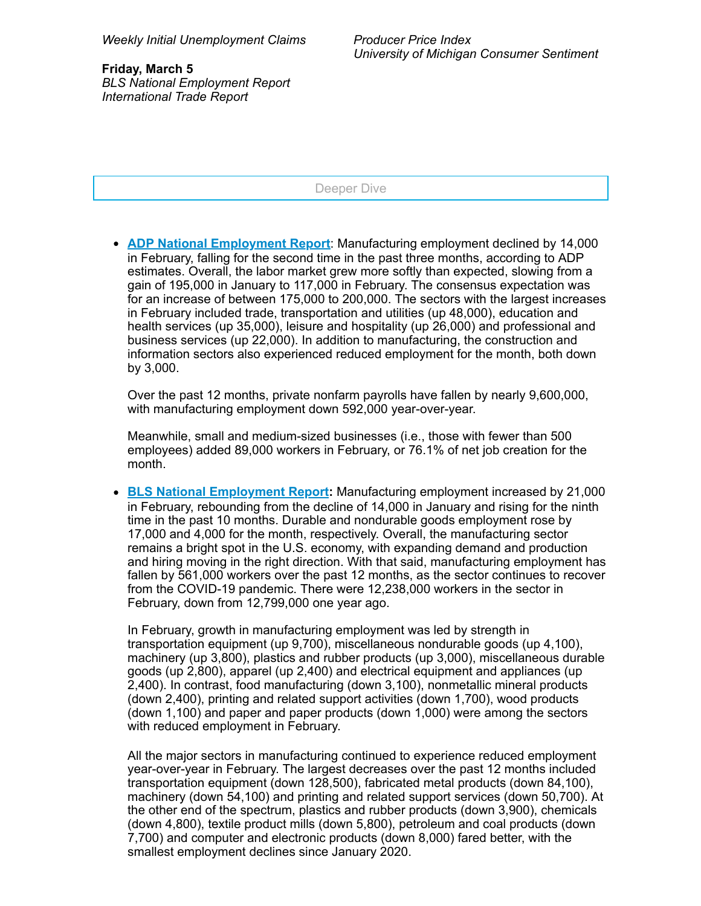*Weekly Initial Unemployment Claims*

*Producer Price Index*
*University of Michigan Consumer Sentiment*

**Friday, March 5**
*BLS National Employment Report*
*International Trade Report*

## Deeper Dive

- **ADP National Employment Report**: Manufacturing employment declined by 14,000 in February, falling for the second time in the past three months, according to ADP estimates. Overall, the labor market grew more softly than expected, slowing from a gain of 195,000 in January to 117,000 in February. The consensus expectation was for an increase of between 175,000 to 200,000. The sectors with the largest increases in February included trade, transportation and utilities (up 48,000), education and health services (up 35,000), leisure and hospitality (up 26,000) and professional and business services (up 22,000). In addition to manufacturing, the construction and information sectors also experienced reduced employment for the month, both down by 3,000.

  Over the past 12 months, private nonfarm payrolls have fallen by nearly 9,600,000, with manufacturing employment down 592,000 year-over-year.

  Meanwhile, small and medium-sized businesses (i.e., those with fewer than 500 employees) added 89,000 workers in February, or 76.1% of net job creation for the month.

- **BLS National Employment Report:** Manufacturing employment increased by 21,000 in February, rebounding from the decline of 14,000 in January and rising for the ninth time in the past 10 months. Durable and nondurable goods employment rose by 17,000 and 4,000 for the month, respectively. Overall, the manufacturing sector remains a bright spot in the U.S. economy, with expanding demand and production and hiring moving in the right direction. With that said, manufacturing employment has fallen by 561,000 workers over the past 12 months, as the sector continues to recover from the COVID-19 pandemic. There were 12,238,000 workers in the sector in February, down from 12,799,000 one year ago.

  In February, growth in manufacturing employment was led by strength in transportation equipment (up 9,700), miscellaneous nondurable goods (up 4,100), machinery (up 3,800), plastics and rubber products (up 3,000), miscellaneous durable goods (up 2,800), apparel (up 2,400) and electrical equipment and appliances (up 2,400). In contrast, food manufacturing (down 3,100), nonmetallic mineral products (down 2,400), printing and related support activities (down 1,700), wood products (down 1,100) and paper and paper products (down 1,000) were among the sectors with reduced employment in February.

  All the major sectors in manufacturing continued to experience reduced employment year-over-year in February. The largest decreases over the past 12 months included transportation equipment (down 128,500), fabricated metal products (down 84,100), machinery (down 54,100) and printing and related support services (down 50,700). At the other end of the spectrum, plastics and rubber products (down 3,900), chemicals (down 4,800), textile product mills (down 5,800), petroleum and coal products (down 7,700) and computer and electronic products (down 8,000) fared better, with the smallest employment declines since January 2020.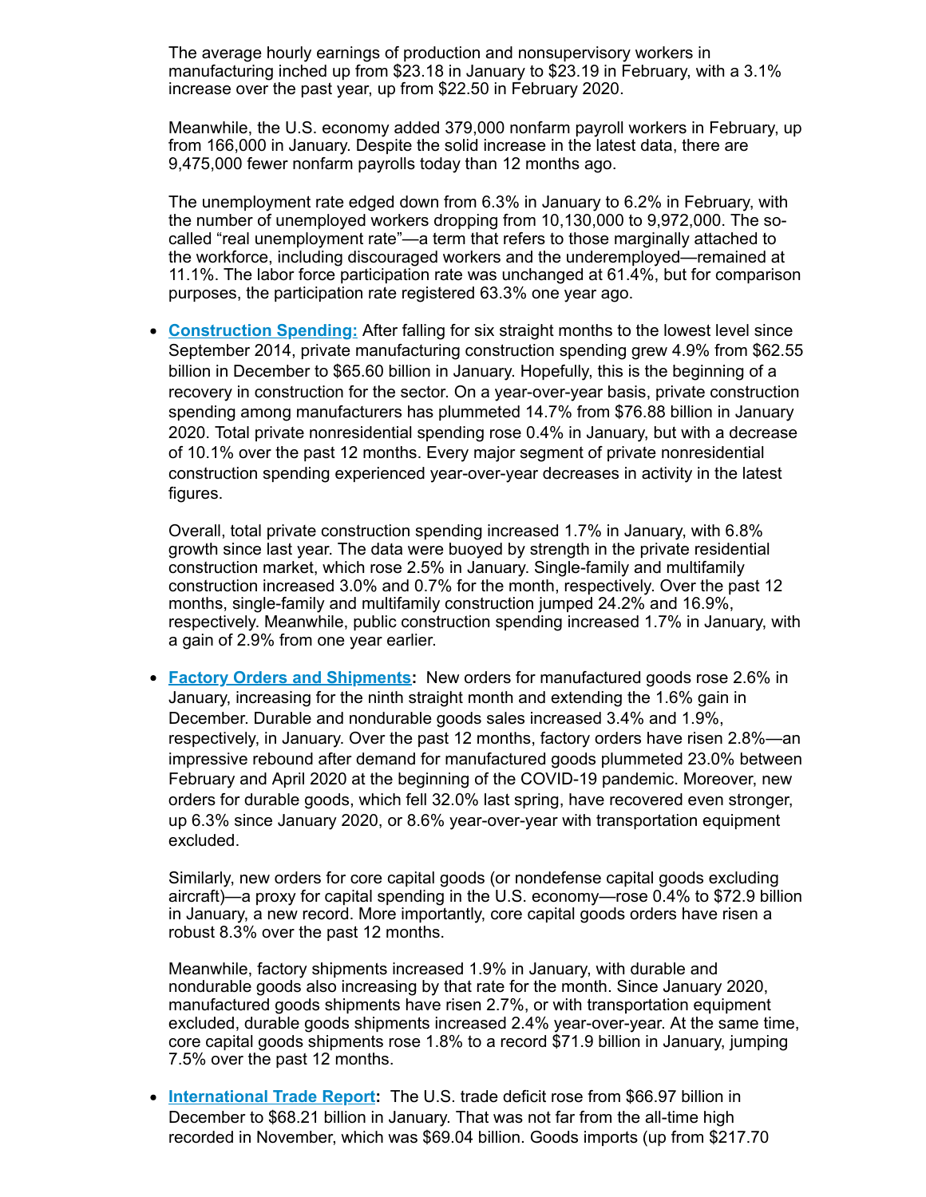The average hourly earnings of production and nonsupervisory workers in manufacturing inched up from $23.18 in January to $23.19 in February, with a 3.1% increase over the past year, up from $22.50 in February 2020.

Meanwhile, the U.S. economy added 379,000 nonfarm payroll workers in February, up from 166,000 in January. Despite the solid increase in the latest data, there are 9,475,000 fewer nonfarm payrolls today than 12 months ago.

The unemployment rate edged down from 6.3% in January to 6.2% in February, with the number of unemployed workers dropping from 10,130,000 to 9,972,000. The so-called "real unemployment rate"—a term that refers to those marginally attached to the workforce, including discouraged workers and the underemployed—remained at 11.1%. The labor force participation rate was unchanged at 61.4%, but for comparison purposes, the participation rate registered 63.3% one year ago.

- **Construction Spending:** After falling for six straight months to the lowest level since September 2014, private manufacturing construction spending grew 4.9% from $62.55 billion in December to $65.60 billion in January. Hopefully, this is the beginning of a recovery in construction for the sector. On a year-over-year basis, private construction spending among manufacturers has plummeted 14.7% from $76.88 billion in January 2020. Total private nonresidential spending rose 0.4% in January, but with a decrease of 10.1% over the past 12 months. Every major segment of private nonresidential construction spending experienced year-over-year decreases in activity in the latest figures.

  Overall, total private construction spending increased 1.7% in January, with 6.8% growth since last year. The data were buoyed by strength in the private residential construction market, which rose 2.5% in January. Single-family and multifamily construction increased 3.0% and 0.7% for the month, respectively. Over the past 12 months, single-family and multifamily construction jumped 24.2% and 16.9%, respectively. Meanwhile, public construction spending increased 1.7% in January, with a gain of 2.9% from one year earlier.

- **Factory Orders and Shipments:** New orders for manufactured goods rose 2.6% in January, increasing for the ninth straight month and extending the 1.6% gain in December. Durable and nondurable goods sales increased 3.4% and 1.9%, respectively, in January. Over the past 12 months, factory orders have risen 2.8%—an impressive rebound after demand for manufactured goods plummeted 23.0% between February and April 2020 at the beginning of the COVID-19 pandemic. Moreover, new orders for durable goods, which fell 32.0% last spring, have recovered even stronger, up 6.3% since January 2020, or 8.6% year-over-year with transportation equipment excluded.

  Similarly, new orders for core capital goods (or nondefense capital goods excluding aircraft)—a proxy for capital spending in the U.S. economy—rose 0.4% to $72.9 billion in January, a new record. More importantly, core capital goods orders have risen a robust 8.3% over the past 12 months.

  Meanwhile, factory shipments increased 1.9% in January, with durable and nondurable goods also increasing by that rate for the month. Since January 2020, manufactured goods shipments have risen 2.7%, or with transportation equipment excluded, durable goods shipments increased 2.4% year-over-year. At the same time, core capital goods shipments rose 1.8% to a record $71.9 billion in January, jumping 7.5% over the past 12 months.

- **International Trade Report:** The U.S. trade deficit rose from $66.97 billion in December to $68.21 billion in January. That was not far from the all-time high recorded in November, which was $69.04 billion. Goods imports (up from $217.70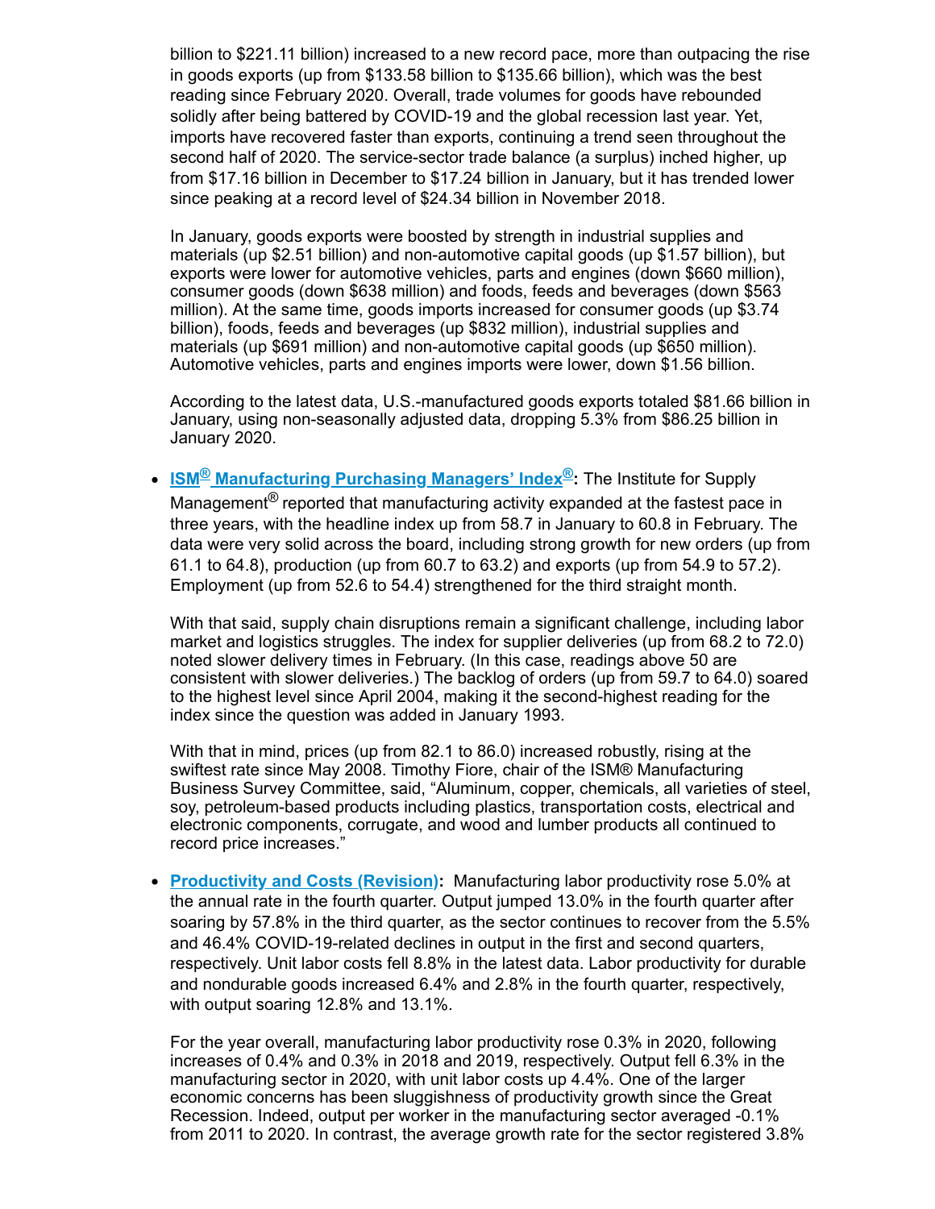billion to $221.11 billion) increased to a new record pace, more than outpacing the rise in goods exports (up from $133.58 billion to $135.66 billion), which was the best reading since February 2020. Overall, trade volumes for goods have rebounded solidly after being battered by COVID-19 and the global recession last year. Yet, imports have recovered faster than exports, continuing a trend seen throughout the second half of 2020. The service-sector trade balance (a surplus) inched higher, up from $17.16 billion in December to $17.24 billion in January, but it has trended lower since peaking at a record level of $24.34 billion in November 2018.

In January, goods exports were boosted by strength in industrial supplies and materials (up $2.51 billion) and non-automotive capital goods (up $1.57 billion), but exports were lower for automotive vehicles, parts and engines (down $660 million), consumer goods (down $638 million) and foods, feeds and beverages (down $563 million). At the same time, goods imports increased for consumer goods (up $3.74 billion), foods, feeds and beverages (up $832 million), industrial supplies and materials (up $691 million) and non-automotive capital goods (up $650 million). Automotive vehicles, parts and engines imports were lower, down $1.56 billion.

According to the latest data, U.S.-manufactured goods exports totaled $81.66 billion in January, using non-seasonally adjusted data, dropping 5.3% from $86.25 billion in January 2020.

- **ISM® Manufacturing Purchasing Managers' Index®:** The Institute for Supply Management® reported that manufacturing activity expanded at the fastest pace in three years, with the headline index up from 58.7 in January to 60.8 in February. The data were very solid across the board, including strong growth for new orders (up from 61.1 to 64.8), production (up from 60.7 to 63.2) and exports (up from 54.9 to 57.2). Employment (up from 52.6 to 54.4) strengthened for the third straight month.

  With that said, supply chain disruptions remain a significant challenge, including labor market and logistics struggles. The index for supplier deliveries (up from 68.2 to 72.0) noted slower delivery times in February. (In this case, readings above 50 are consistent with slower deliveries.) The backlog of orders (up from 59.7 to 64.0) soared to the highest level since April 2004, making it the second-highest reading for the index since the question was added in January 1993.

  With that in mind, prices (up from 82.1 to 86.0) increased robustly, rising at the swiftest rate since May 2008. Timothy Fiore, chair of the ISM® Manufacturing Business Survey Committee, said, "Aluminum, copper, chemicals, all varieties of steel, soy, petroleum-based products including plastics, transportation costs, electrical and electronic components, corrugate, and wood and lumber products all continued to record price increases."

- **Productivity and Costs (Revision):** Manufacturing labor productivity rose 5.0% at the annual rate in the fourth quarter. Output jumped 13.0% in the fourth quarter after soaring by 57.8% in the third quarter, as the sector continues to recover from the 5.5% and 46.4% COVID-19-related declines in output in the first and second quarters, respectively. Unit labor costs fell 8.8% in the latest data. Labor productivity for durable and nondurable goods increased 6.4% and 2.8% in the fourth quarter, respectively, with output soaring 12.8% and 13.1%.

  For the year overall, manufacturing labor productivity rose 0.3% in 2020, following increases of 0.4% and 0.3% in 2018 and 2019, respectively. Output fell 6.3% in the manufacturing sector in 2020, with unit labor costs up 4.4%. One of the larger economic concerns has been sluggishness of productivity growth since the Great Recession. Indeed, output per worker in the manufacturing sector averaged -0.1% from 2011 to 2020. In contrast, the average growth rate for the sector registered 3.8%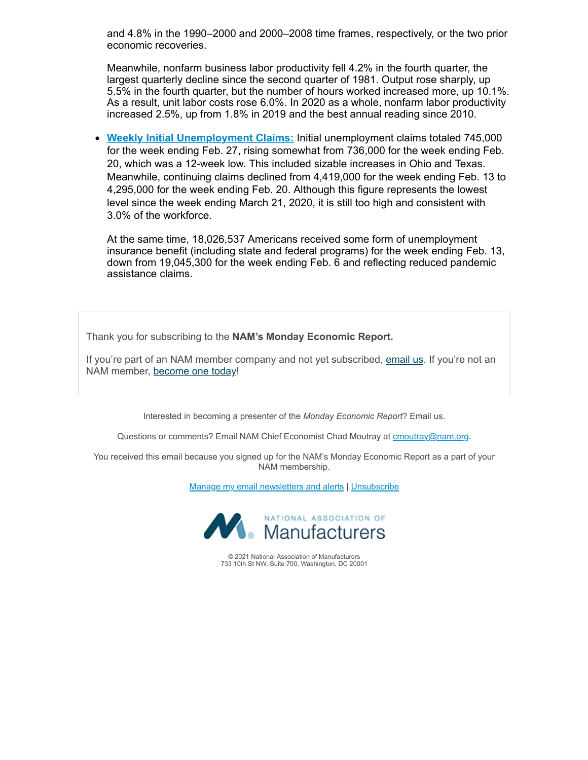and 4.8% in the 1990–2000 and 2000–2008 time frames, respectively, or the two prior economic recoveries.

Meanwhile, nonfarm business labor productivity fell 4.2% in the fourth quarter, the largest quarterly decline since the second quarter of 1981. Output rose sharply, up 5.5% in the fourth quarter, but the number of hours worked increased more, up 10.1%. As a result, unit labor costs rose 6.0%. In 2020 as a whole, nonfarm labor productivity increased 2.5%, up from 1.8% in 2019 and the best annual reading since 2010.

- **Weekly Initial Unemployment Claims:** Initial unemployment claims totaled 745,000 for the week ending Feb. 27, rising somewhat from 736,000 for the week ending Feb. 20, which was a 12-week low. This included sizable increases in Ohio and Texas. Meanwhile, continuing claims declined from 4,419,000 for the week ending Feb. 13 to 4,295,000 for the week ending Feb. 20. Although this figure represents the lowest level since the week ending March 21, 2020, it is still too high and consistent with 3.0% of the workforce.

  At the same time, 18,026,537 Americans received some form of unemployment insurance benefit (including state and federal programs) for the week ending Feb. 13, down from 19,045,300 for the week ending Feb. 6 and reflecting reduced pandemic assistance claims.

Thank you for subscribing to the **NAM's Monday Economic Report.**

If you're part of an NAM member company and not yet subscribed, email us. If you're not an NAM member, become one today!

Interested in becoming a presenter of the *Monday Economic Report*? Email us.

Questions or comments? Email NAM Chief Economist Chad Moutray at cmoutray@nam.org.

You received this email because you signed up for the NAM's Monday Economic Report as a part of your NAM membership.

Manage my email newsletters and alerts | Unsubscribe

NATIONAL ASSOCIATION OF Manufacturers

© 2021 National Association of Manufacturers
733 10th St NW, Suite 700, Washington, DC 20001